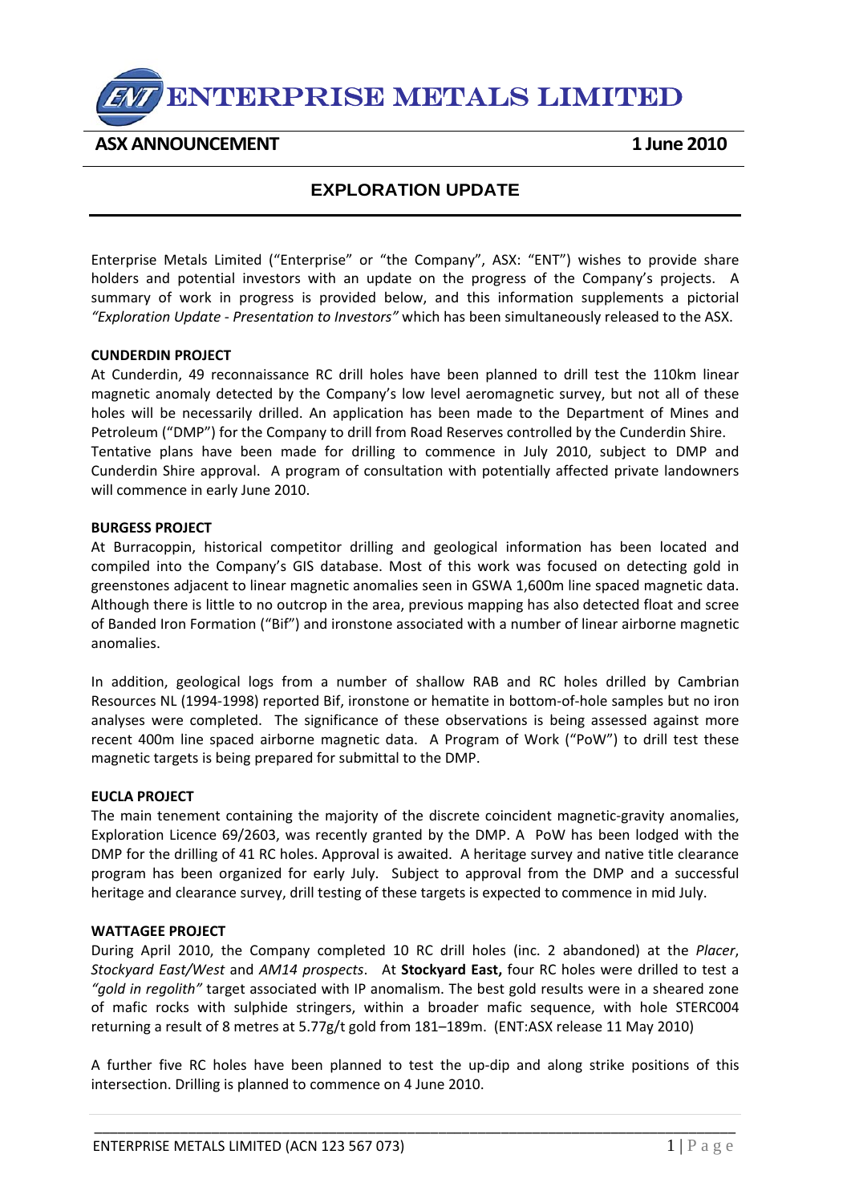# ENTERPRISE METALS LIMITED

**ASX ANNOUNCEMENT** **1 June 2010**

## EXPLORATION UPDATE

Enterprise Metals Limited ("Enterprise" or "the Company", ASX: "ENT") wishes to provide share holders and potential investors with an update on the progress of the Company's projects. A summary of work in progress is provided below, and this information supplements a pictorial *"Exploration Update - Presentation to Investors"* which has been simultaneously released to the ASX.

### CUNDERDIN PROJECT

At Cunderdin, 49 reconnaissance RC drill holes have been planned to drill test the 110km linear magnetic anomaly detected by the Company's low level aeromagnetic survey, but not all of these holes will be necessarily drilled. An application has been made to the Department of Mines and Petroleum ("DMP") for the Company to drill from Road Reserves controlled by the Cunderdin Shire. Tentative plans have been made for drilling to commence in July 2010, subject to DMP and Cunderdin Shire approval. A program of consultation with potentially affected private landowners will commence in early June 2010.

### BURGESS PROJECT

At Burracoppin, historical competitor drilling and geological information has been located and compiled into the Company's GIS database. Most of this work was focused on detecting gold in greenstones adjacent to linear magnetic anomalies seen in GSWA 1,600m line spaced magnetic data. Although there is little to no outcrop in the area, previous mapping has also detected float and scree of Banded Iron Formation ("Bif") and ironstone associated with a number of linear airborne magnetic anomalies.

In addition, geological logs from a number of shallow RAB and RC holes drilled by Cambrian Resources NL (1994-1998) reported Bif, ironstone or hematite in bottom-of-hole samples but no iron analyses were completed. The significance of these observations is being assessed against more recent 400m line spaced airborne magnetic data. A Program of Work ("PoW") to drill test these magnetic targets is being prepared for submittal to the DMP.

### EUCLA PROJECT

The main tenement containing the majority of the discrete coincident magnetic-gravity anomalies, Exploration Licence 69/2603, was recently granted by the DMP. A PoW has been lodged with the DMP for the drilling of 41 RC holes. Approval is awaited. A heritage survey and native title clearance program has been organized for early July. Subject to approval from the DMP and a successful heritage and clearance survey, drill testing of these targets is expected to commence in mid July.

### WATTAGEE PROJECT

During April 2010, the Company completed 10 RC drill holes (inc. 2 abandoned) at the *Placer*, *Stockyard East/West* and *AM14 prospects*. At **Stockyard East,** four RC holes were drilled to test a *"gold in regolith"* target associated with IP anomalism. The best gold results were in a sheared zone of mafic rocks with sulphide stringers, within a broader mafic sequence, with hole STERC004 returning a result of 8 metres at 5.77g/t gold from 181–189m. (ENT:ASX release 11 May 2010)

A further five RC holes have been planned to test the up-dip and along strike positions of this intersection. Drilling is planned to commence on 4 June 2010.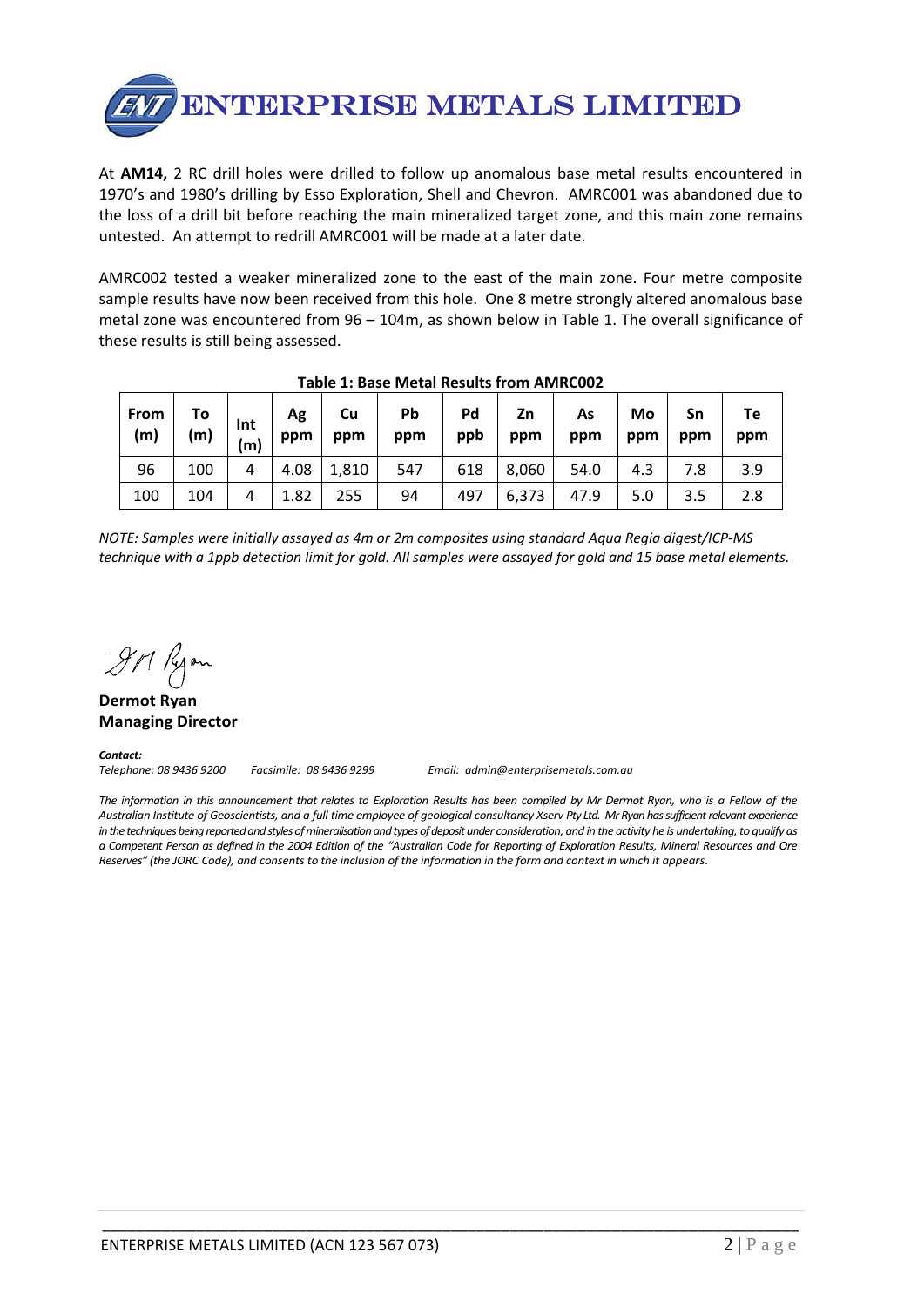At **AM14,** 2 RC drill holes were drilled to follow up anomalous base metal results encountered in 1970's and 1980's drilling by Esso Exploration, Shell and Chevron. AMRC001 was abandoned due to the loss of a drill bit before reaching the main mineralized target zone, and this main zone remains untested. An attempt to redrill AMRC001 will be made at a later date.

AMRC002 tested a weaker mineralized zone to the east of the main zone. Four metre composite sample results have now been received from this hole. One 8 metre strongly altered anomalous base metal zone was encountered from 96 – 104m, as shown below in Table 1. The overall significance of these results is still being assessed.

**Table 1: Base Metal Results from AMRC002**

| From (m) | To (m) | Int (m) | Ag ppm | Cu ppm | Pb ppm | Pd ppb | Zn ppm | As ppm | Mo ppm | Sn ppm | Te ppm |
|---|---|---|---|---|---|---|---|---|---|---|---|
| 96 | 100 | 4 | 4.08 | 1,810 | 547 | 618 | 8,060 | 54.0 | 4.3 | 7.8 | 3.9 |
| 100 | 104 | 4 | 1.82 | 255 | 94 | 497 | 6,373 | 47.9 | 5.0 | 3.5 | 2.8 |

*NOTE: Samples were initially assayed as 4m or 2m composites using standard Aqua Regia digest/ICP-MS technique with a 1ppb detection limit for gold. All samples were assayed for gold and 15 base metal elements.*

**Dermot Ryan**
**Managing Director**

***Contact:***
*Telephone: 08 9436 9200 Facsimile: 08 9436 9299 Email: admin@enterprisemetals.com.au*

*The information in this announcement that relates to Exploration Results has been compiled by Mr Dermot Ryan, who is a Fellow of the Australian Institute of Geoscientists, and a full time employee of geological consultancy Xserv Pty Ltd. Mr Ryan has sufficient relevant experience in the techniques being reported and styles of mineralisation and types of deposit under consideration, and in the activity he is undertaking, to qualify as a Competent Person as defined in the 2004 Edition of the "Australian Code for Reporting of Exploration Results, Mineral Resources and Ore Reserves" (the JORC Code), and consents to the inclusion of the information in the form and context in which it appears.*